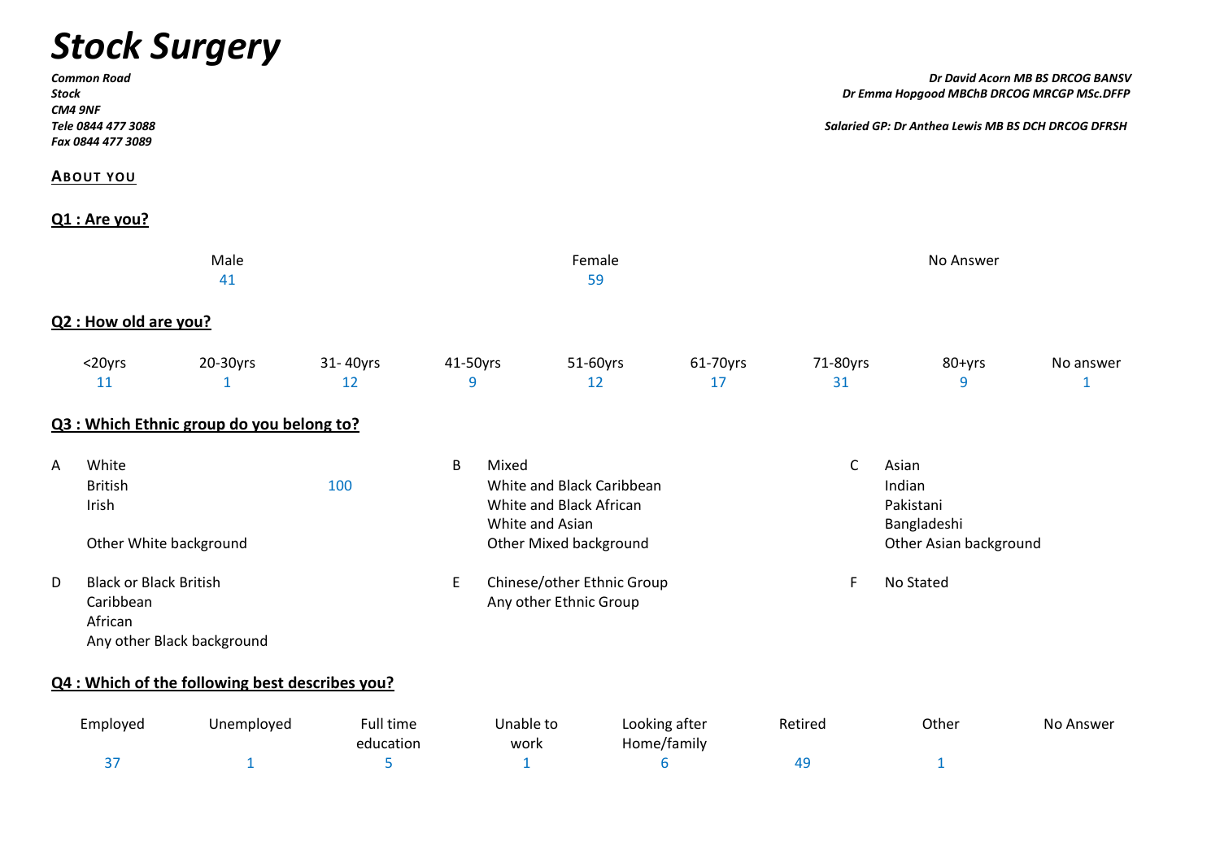# *Stock Surgery*

*Common Road*
*Stock*
*CM4 9NF*
*Tele 0844 477 3088*
*Fax 0844 477 3089*

*Dr David Acorn MB BS DRCOG BANSV*
*Dr Emma Hopgood MBChB DRCOG MRCGP MSc.DFFP*

*Salaried GP: Dr Anthea Lewis MB BS DCH DRCOG DFRSH*

## ABOUT YOU

### Q1 : Are you?

| Male | Female | No Answer |
|---|---|---|
| 41 | 59 | |

### Q2 : How old are you?

| <20yrs | 20-30yrs | 31- 40yrs | 41-50yrs | 51-60yrs | 61-70yrs | 71-80yrs | 80+yrs | No answer |
|---|---|---|---|---|---|---|---|---|
| 11 | 1 | 12 | 9 | 12 | 17 | 31 | 9 | 1 |

### Q3 : Which Ethnic group do you belong to?

**A** White
- British — 100
- Irish
- Other White background

**B** Mixed
- White and Black Caribbean
- White and Black African
- White and Asian
- Other Mixed background

**C** Asian
- Indian
- Pakistani
- Bangladeshi
- Other Asian background

**D** Black or Black British
- Caribbean
- African
- Any other Black background

**E** Chinese/other Ethnic Group
- Any other Ethnic Group

**F** No Stated

### Q4 : Which of the following best describes you?

| Employed | Unemployed | Full time education | Unable to work | Looking after Home/family | Retired | Other | No Answer |
|---|---|---|---|---|---|---|---|
| 37 | 1 | 5 | 1 | 6 | 49 | 1 | |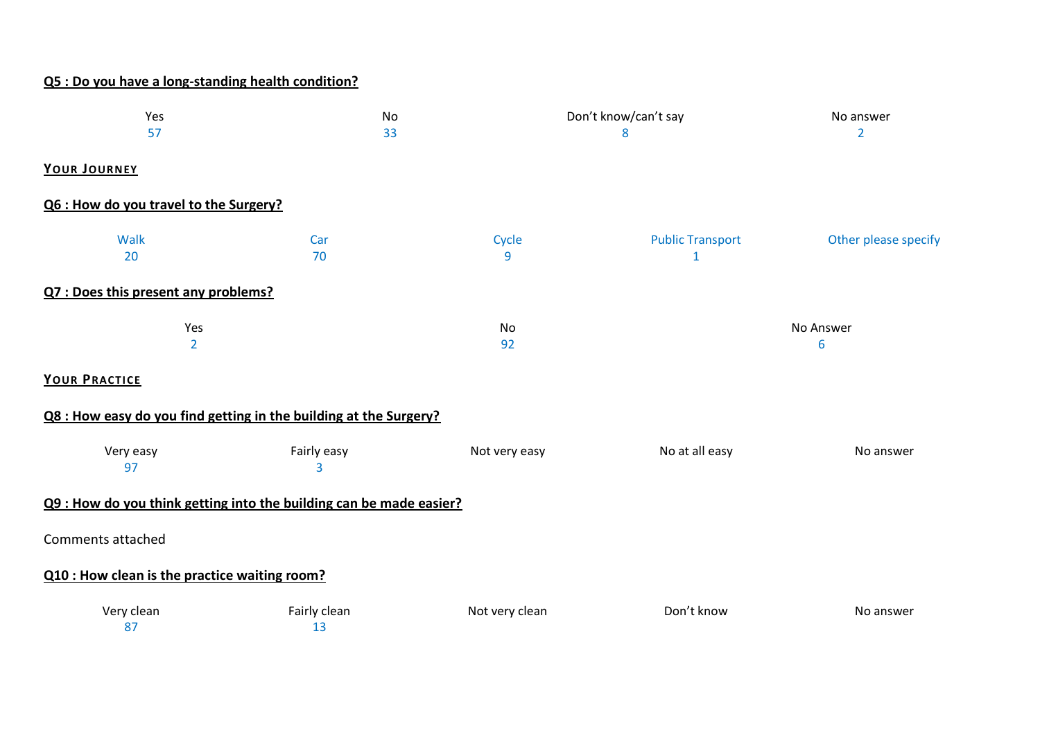**Q5 : Do you have a long-standing health condition?**

| Yes | No | Don't know/can't say | No answer |
|---|---|---|---|
| 57 | 33 | 8 | 2 |

**YOUR JOURNEY**

**Q6 : How do you travel to the Surgery?**

| Walk | Car | Cycle | Public Transport | Other please specify |
|---|---|---|---|---|
| 20 | 70 | 9 | 1 | |

**Q7 : Does this present any problems?**

| Yes | No | No Answer |
|---|---|---|
| 2 | 92 | 6 |

**YOUR PRACTICE**

**Q8 : How easy do you find getting in the building at the Surgery?**

| Very easy | Fairly easy | Not very easy | No at all easy | No answer |
|---|---|---|---|---|
| 97 | 3 | | | |

**Q9 : How do you think getting into the building can be made easier?**

Comments attached

**Q10 : How clean is the practice waiting room?**

| Very clean | Fairly clean | Not very clean | Don't know | No answer |
|---|---|---|---|---|
| 87 | 13 | | | |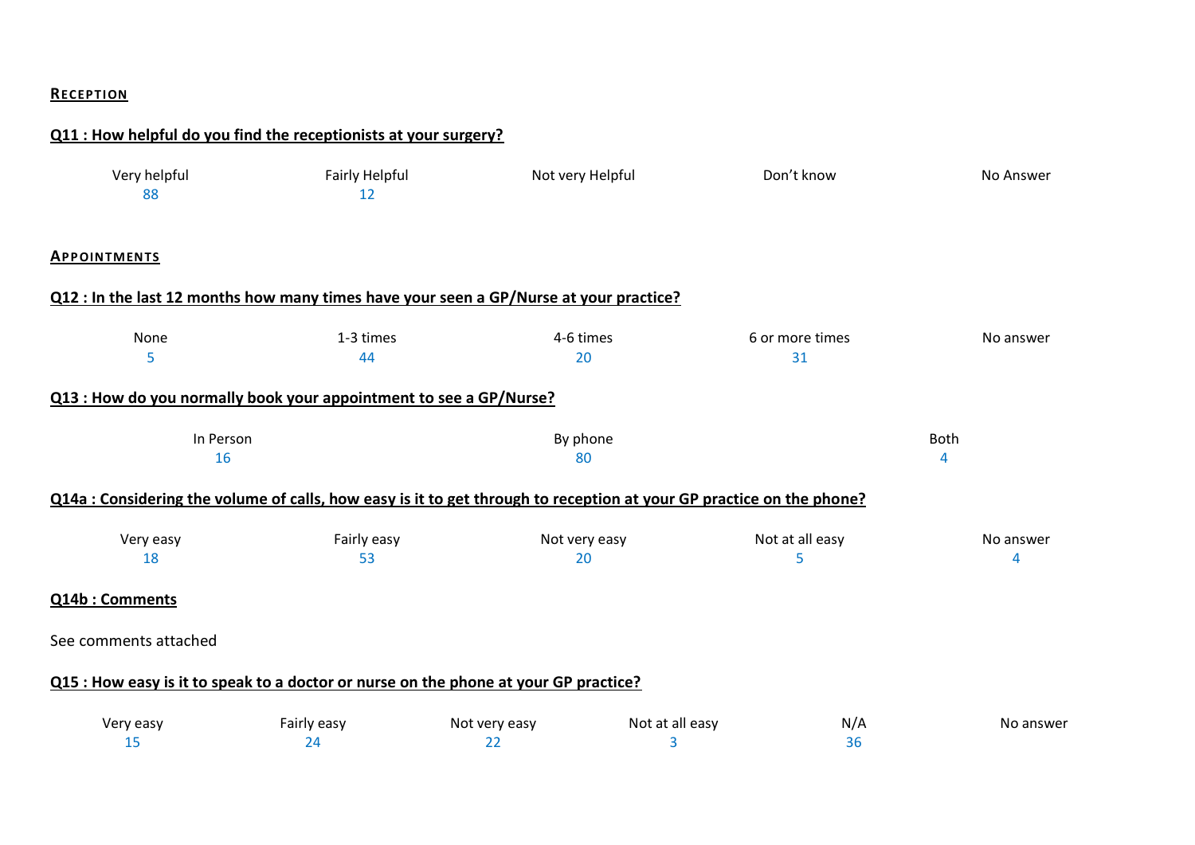## RECEPTION

### Q11 : How helpful do you find the receptionists at your surgery?

| Very helpful | Fairly Helpful | Not very Helpful | Don't know | No Answer |
| --- | --- | --- | --- | --- |
| 88 | 12 | | | |

## APPOINTMENTS

### Q12 : In the last 12 months how many times have your seen a GP/Nurse at your practice?

| None | 1-3 times | 4-6 times | 6 or more times | No answer |
| --- | --- | --- | --- | --- |
| 5 | 44 | 20 | 31 | |

### Q13 : How do you normally book your appointment to see a GP/Nurse?

| In Person | By phone | Both |
| --- | --- | --- |
| 16 | 80 | 4 |

### Q14a : Considering the volume of calls, how easy is it to get through to reception at your GP practice on the phone?

| Very easy | Fairly easy | Not very easy | Not at all easy | No answer |
| --- | --- | --- | --- | --- |
| 18 | 53 | 20 | 5 | 4 |

### Q14b : Comments

See comments attached

### Q15 : How easy is it to speak to a doctor or nurse on the phone at your GP practice?

| Very easy | Fairly easy | Not very easy | Not at all easy | N/A | No answer |
| --- | --- | --- | --- | --- | --- |
| 15 | 24 | 22 | 3 | 36 | |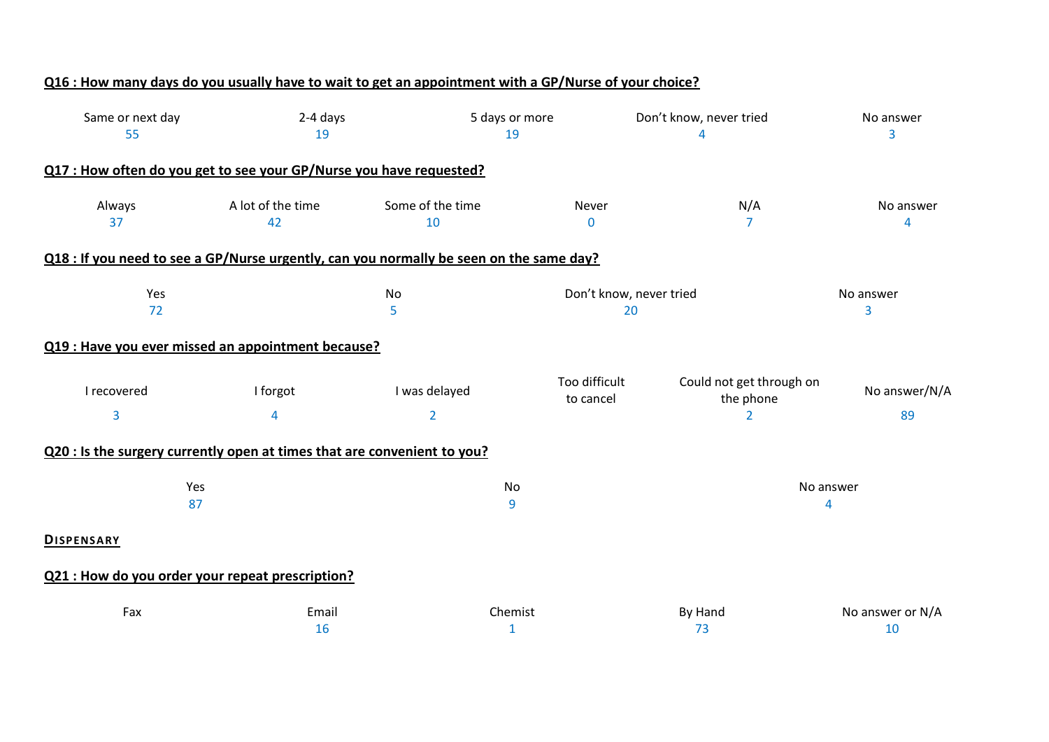**Q16 : How many days do you usually have to wait to get an appointment with a GP/Nurse of your choice?**

| Same or next day | 2-4 days | 5 days or more | Don't know, never tried | No answer |
|---|---|---|---|---|
| 55 | 19 | 19 | 4 | 3 |

**Q17 : How often do you get to see your GP/Nurse you have requested?**

| Always | A lot of the time | Some of the time | Never | N/A | No answer |
|---|---|---|---|---|---|
| 37 | 42 | 10 | 0 | 7 | 4 |

**Q18 : If you need to see a GP/Nurse urgently, can you normally be seen on the same day?**

| Yes | No | Don't know, never tried | No answer |
|---|---|---|---|
| 72 | 5 | 20 | 3 |

**Q19 : Have you ever missed an appointment because?**

| I recovered | I forgot | I was delayed | Too difficult to cancel | Could not get through on the phone | No answer/N/A |
|---|---|---|---|---|---|
| 3 | 4 | 2 | | 2 | 89 |

**Q20 : Is the surgery currently open at times that are convenient to you?**

| Yes | No | No answer |
|---|---|---|
| 87 | 9 | 4 |

**DISPENSARY**

**Q21 : How do you order your repeat prescription?**

| Fax | Email | Chemist | By Hand | No answer or N/A |
|---|---|---|---|---|
| | 16 | 1 | 73 | 10 |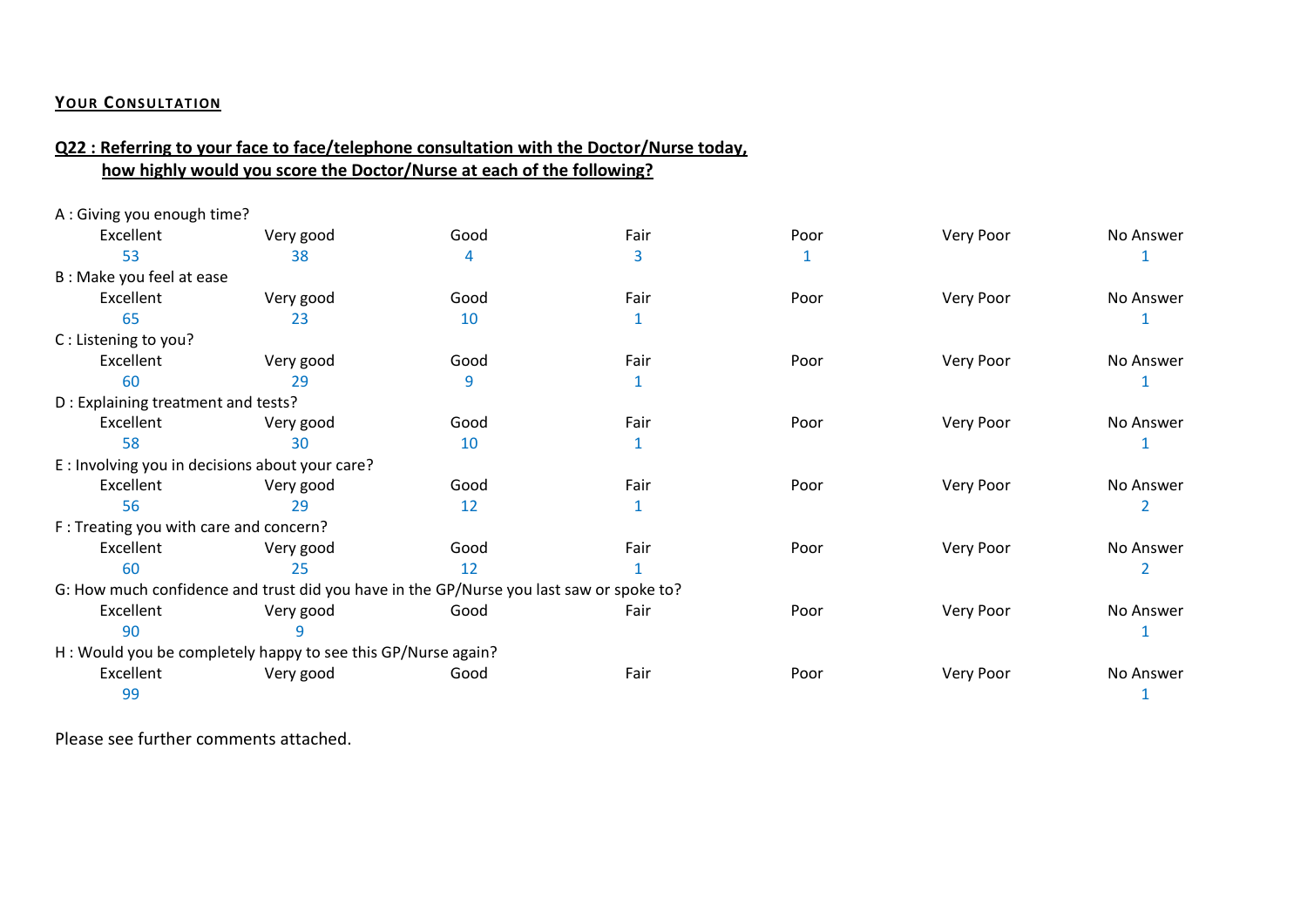**YOUR CONSULTATION**

**Q22 : Referring to your face to face/telephone consultation with the Doctor/Nurse today, how highly would you score the Doctor/Nurse at each of the following?**

A : Giving you enough time?

| Excellent | Very good | Good | Fair | Poor | Very Poor | No Answer |
|---|---|---|---|---|---|---|
| 53 | 38 | 4 | 3 | 1 | | 1 |

B : Make you feel at ease

| Excellent | Very good | Good | Fair | Poor | Very Poor | No Answer |
|---|---|---|---|---|---|---|
| 65 | 23 | 10 | 1 | | | 1 |

C : Listening to you?

| Excellent | Very good | Good | Fair | Poor | Very Poor | No Answer |
|---|---|---|---|---|---|---|
| 60 | 29 | 9 | 1 | | | 1 |

D : Explaining treatment and tests?

| Excellent | Very good | Good | Fair | Poor | Very Poor | No Answer |
|---|---|---|---|---|---|---|
| 58 | 30 | 10 | 1 | | | 1 |

E : Involving you in decisions about your care?

| Excellent | Very good | Good | Fair | Poor | Very Poor | No Answer |
|---|---|---|---|---|---|---|
| 56 | 29 | 12 | 1 | | | 2 |

F : Treating you with care and concern?

| Excellent | Very good | Good | Fair | Poor | Very Poor | No Answer |
|---|---|---|---|---|---|---|
| 60 | 25 | 12 | 1 | | | 2 |

G: How much confidence and trust did you have in the GP/Nurse you last saw or spoke to?

| Excellent | Very good | Good | Fair | Poor | Very Poor | No Answer |
|---|---|---|---|---|---|---|
| 90 | 9 | | | | | 1 |

H : Would you be completely happy to see this GP/Nurse again?

| Excellent | Very good | Good | Fair | Poor | Very Poor | No Answer |
|---|---|---|---|---|---|---|
| 99 | | | | | | 1 |

Please see further comments attached.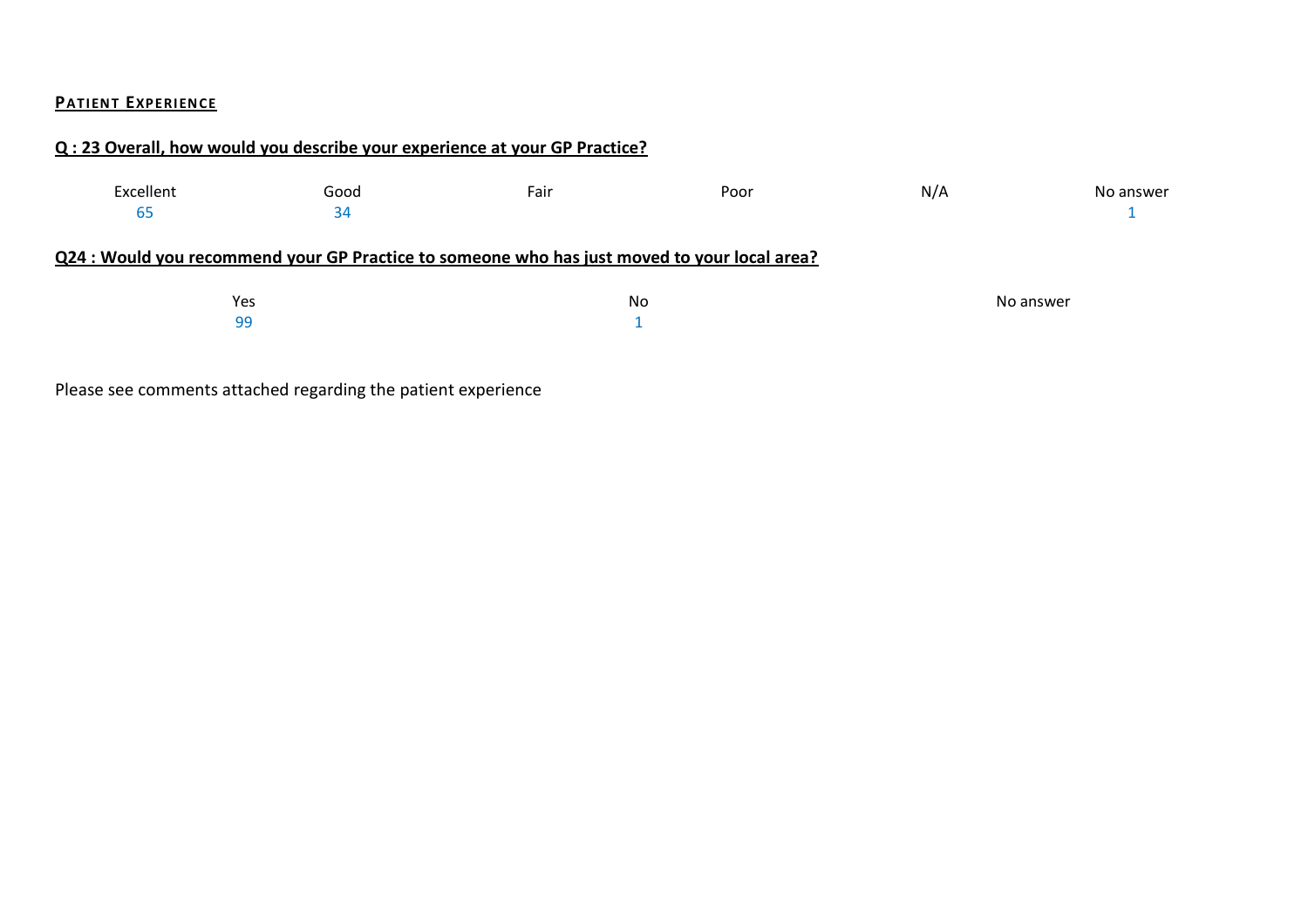## Patient Experience

### Q : 23 Overall, how would you describe your experience at your GP Practice?

| Excellent | Good | Fair | Poor | N/A | No answer |
|---|---|---|---|---|---|
| 65 | 34 | | | | 1 |

### Q24 : Would you recommend your GP Practice to someone who has just moved to your local area?

| Yes | No | No answer |
|---|---|---|
| 99 | 1 | |

Please see comments attached regarding the patient experience